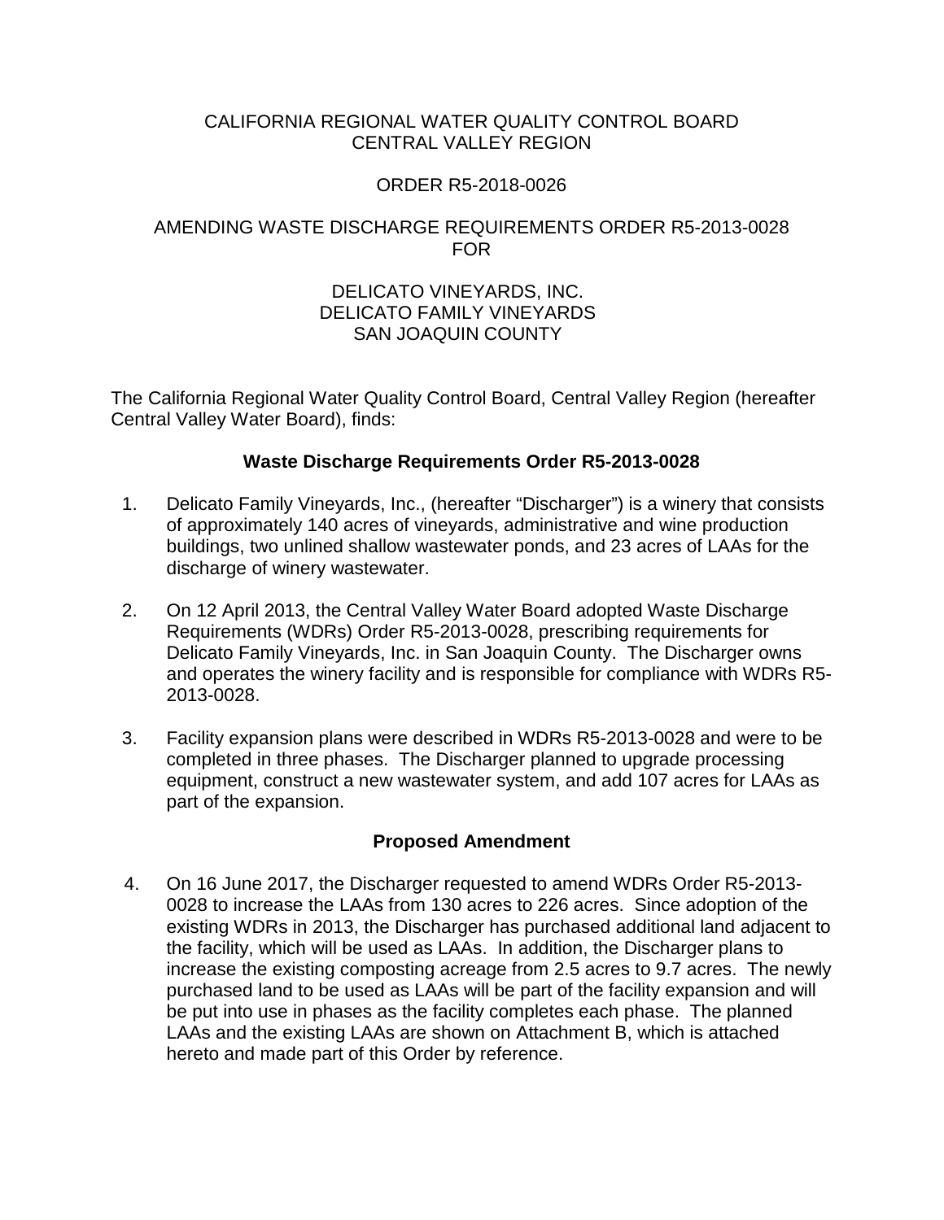CALIFORNIA REGIONAL WATER QUALITY CONTROL BOARD
CENTRAL VALLEY REGION

ORDER R5-2018-0026

AMENDING WASTE DISCHARGE REQUIREMENTS ORDER R5-2013-0028
FOR

DELICATO VINEYARDS, INC.
DELICATO FAMILY VINEYARDS
SAN JOAQUIN COUNTY

The California Regional Water Quality Control Board, Central Valley Region (hereafter Central Valley Water Board), finds:

**Waste Discharge Requirements Order R5-2013-0028**

1. Delicato Family Vineyards, Inc., (hereafter "Discharger") is a winery that consists of approximately 140 acres of vineyards, administrative and wine production buildings, two unlined shallow wastewater ponds, and 23 acres of LAAs for the discharge of winery wastewater.

2. On 12 April 2013, the Central Valley Water Board adopted Waste Discharge Requirements (WDRs) Order R5-2013-0028, prescribing requirements for Delicato Family Vineyards, Inc. in San Joaquin County. The Discharger owns and operates the winery facility and is responsible for compliance with WDRs R5-2013-0028.

3. Facility expansion plans were described in WDRs R5-2013-0028 and were to be completed in three phases. The Discharger planned to upgrade processing equipment, construct a new wastewater system, and add 107 acres for LAAs as part of the expansion.

**Proposed Amendment**

4. On 16 June 2017, the Discharger requested to amend WDRs Order R5-2013-0028 to increase the LAAs from 130 acres to 226 acres. Since adoption of the existing WDRs in 2013, the Discharger has purchased additional land adjacent to the facility, which will be used as LAAs. In addition, the Discharger plans to increase the existing composting acreage from 2.5 acres to 9.7 acres. The newly purchased land to be used as LAAs will be part of the facility expansion and will be put into use in phases as the facility completes each phase. The planned LAAs and the existing LAAs are shown on Attachment B, which is attached hereto and made part of this Order by reference.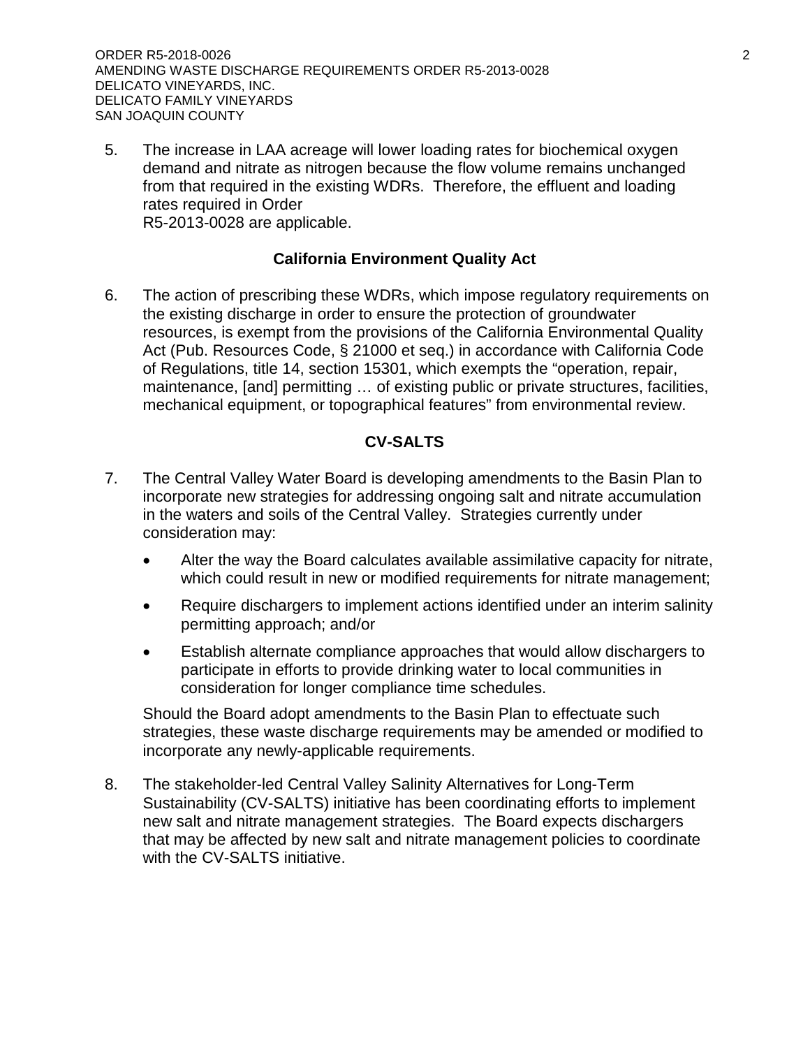5. The increase in LAA acreage will lower loading rates for biochemical oxygen demand and nitrate as nitrogen because the flow volume remains unchanged from that required in the existing WDRs. Therefore, the effluent and loading rates required in Order R5-2013-0028 are applicable.

## California Environment Quality Act

6. The action of prescribing these WDRs, which impose regulatory requirements on the existing discharge in order to ensure the protection of groundwater resources, is exempt from the provisions of the California Environmental Quality Act (Pub. Resources Code, § 21000 et seq.) in accordance with California Code of Regulations, title 14, section 15301, which exempts the "operation, repair, maintenance, [and] permitting … of existing public or private structures, facilities, mechanical equipment, or topographical features" from environmental review.

## CV-SALTS

7. The Central Valley Water Board is developing amendments to the Basin Plan to incorporate new strategies for addressing ongoing salt and nitrate accumulation in the waters and soils of the Central Valley. Strategies currently under consideration may:

   - Alter the way the Board calculates available assimilative capacity for nitrate, which could result in new or modified requirements for nitrate management;
   - Require dischargers to implement actions identified under an interim salinity permitting approach; and/or
   - Establish alternate compliance approaches that would allow dischargers to participate in efforts to provide drinking water to local communities in consideration for longer compliance time schedules.

   Should the Board adopt amendments to the Basin Plan to effectuate such strategies, these waste discharge requirements may be amended or modified to incorporate any newly-applicable requirements.

8. The stakeholder-led Central Valley Salinity Alternatives for Long-Term Sustainability (CV-SALTS) initiative has been coordinating efforts to implement new salt and nitrate management strategies. The Board expects dischargers that may be affected by new salt and nitrate management policies to coordinate with the CV-SALTS initiative.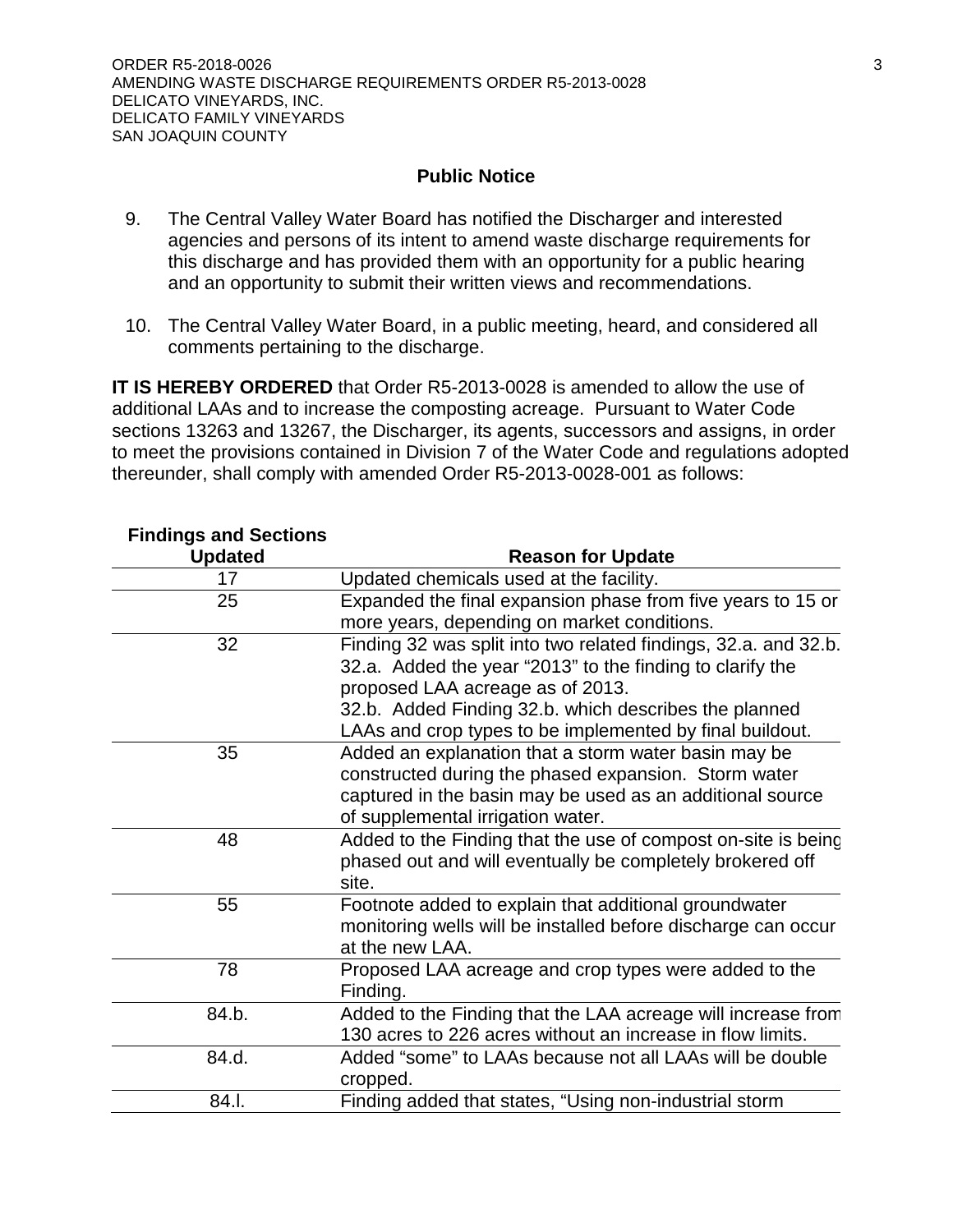## Public Notice

9. The Central Valley Water Board has notified the Discharger and interested agencies and persons of its intent to amend waste discharge requirements for this discharge and has provided them with an opportunity for a public hearing and an opportunity to submit their written views and recommendations.

10. The Central Valley Water Board, in a public meeting, heard, and considered all comments pertaining to the discharge.

**IT IS HEREBY ORDERED** that Order R5-2013-0028 is amended to allow the use of additional LAAs and to increase the composting acreage. Pursuant to Water Code sections 13263 and 13267, the Discharger, its agents, successors and assigns, in order to meet the provisions contained in Division 7 of the Water Code and regulations adopted thereunder, shall comply with amended Order R5-2013-0028-001 as follows:

| Findings and Sections Updated | Reason for Update |
|---|---|
| 17 | Updated chemicals used at the facility. |
| 25 | Expanded the final expansion phase from five years to 15 or more years, depending on market conditions. |
| 32 | Finding 32 was split into two related findings, 32.a. and 32.b. 32.a. Added the year "2013" to the finding to clarify the proposed LAA acreage as of 2013. 32.b. Added Finding 32.b. which describes the planned LAAs and crop types to be implemented by final buildout. |
| 35 | Added an explanation that a storm water basin may be constructed during the phased expansion. Storm water captured in the basin may be used as an additional source of supplemental irrigation water. |
| 48 | Added to the Finding that the use of compost on-site is being phased out and will eventually be completely brokered off site. |
| 55 | Footnote added to explain that additional groundwater monitoring wells will be installed before discharge can occur at the new LAA. |
| 78 | Proposed LAA acreage and crop types were added to the Finding. |
| 84.b. | Added to the Finding that the LAA acreage will increase from 130 acres to 226 acres without an increase in flow limits. |
| 84.d. | Added "some" to LAAs because not all LAAs will be double cropped. |
| 84.l. | Finding added that states, "Using non-industrial storm |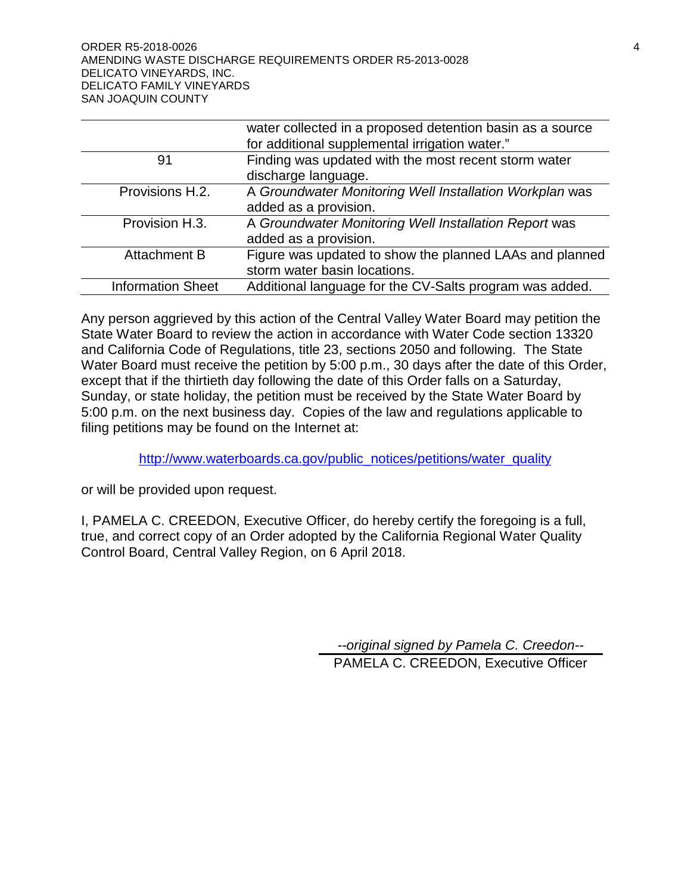| | |
|---|---|
| | water collected in a proposed detention basin as a source for additional supplemental irrigation water." |
| 91 | Finding was updated with the most recent storm water discharge language. |
| Provisions H.2. | A *Groundwater Monitoring Well Installation Workplan* was added as a provision. |
| Provision H.3. | A *Groundwater Monitoring Well Installation Report* was added as a provision. |
| Attachment B | Figure was updated to show the planned LAAs and planned storm water basin locations. |
| Information Sheet | Additional language for the CV-Salts program was added. |

Any person aggrieved by this action of the Central Valley Water Board may petition the State Water Board to review the action in accordance with Water Code section 13320 and California Code of Regulations, title 23, sections 2050 and following. The State Water Board must receive the petition by 5:00 p.m., 30 days after the date of this Order, except that if the thirtieth day following the date of this Order falls on a Saturday, Sunday, or state holiday, the petition must be received by the State Water Board by 5:00 p.m. on the next business day. Copies of the law and regulations applicable to filing petitions may be found on the Internet at:

http://www.waterboards.ca.gov/public_notices/petitions/water_quality

or will be provided upon request.

I, PAMELA C. CREEDON, Executive Officer, do hereby certify the foregoing is a full, true, and correct copy of an Order adopted by the California Regional Water Quality Control Board, Central Valley Region, on 6 April 2018.

*--original signed by Pamela C. Creedon--*

PAMELA C. CREEDON, Executive Officer